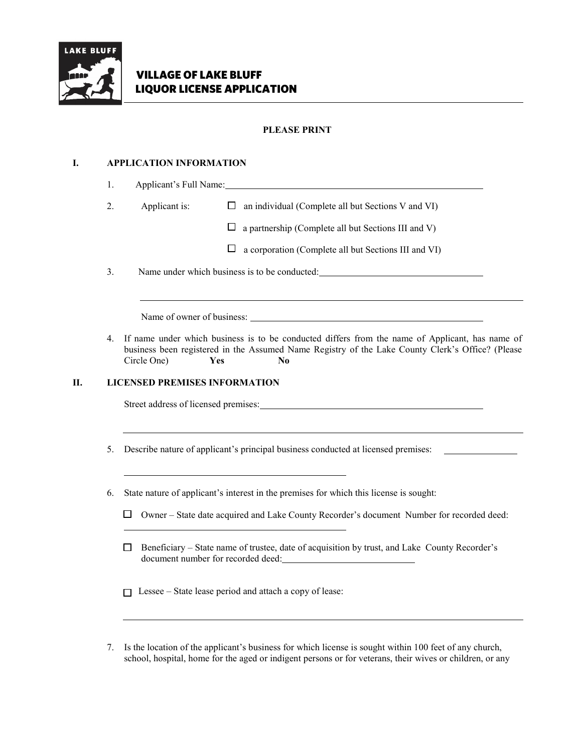# VILLAGE OF LAKE BLUFF
# LIQUOR LICENSE APPLICATION

**PLEASE PRINT**

## I. APPLICATION INFORMATION

1. Applicant's Full Name: ____________________

2. Applicant is:
   - ☐ an individual (Complete all but Sections V and VI)
   - ☐ a partnership (Complete all but Sections III and V)
   - ☐ a corporation (Complete all but Sections III and VI)

3. Name under which business is to be conducted: ____________________

   ____________________

   Name of owner of business: ____________________

4. If name under which business is to be conducted differs from the name of Applicant, has name of business been registered in the Assumed Name Registry of the Lake County Clerk's Office? (Please Circle One) **Yes** **No**

## II. LICENSED PREMISES INFORMATION

Street address of licensed premises: ____________________

____________________

5. Describe nature of applicant's principal business conducted at licensed premises: ____________________

   ____________________

6. State nature of applicant's interest in the premises for which this license is sought:

   ☐ Owner – State date acquired and Lake County Recorder's document Number for recorded deed:

   ____________________

   ☐ Beneficiary – State name of trustee, date of acquisition by trust, and Lake County Recorder's document number for recorded deed: ____________________

   ☐ Lessee – State lease period and attach a copy of lease:

   ____________________

7. Is the location of the applicant's business for which license is sought within 100 feet of any church, school, hospital, home for the aged or indigent persons or for veterans, their wives or children, or any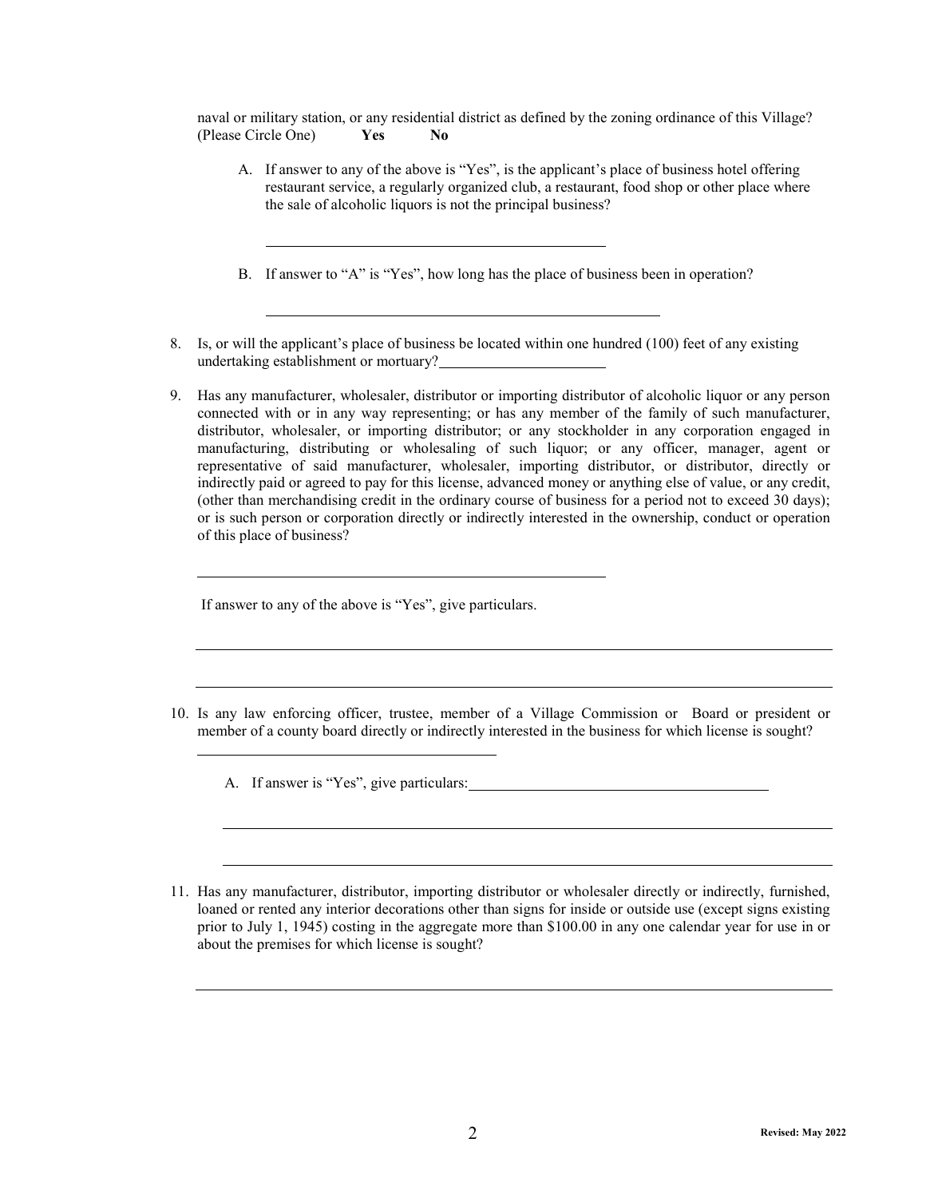naval or military station, or any residential district as defined by the zoning ordinance of this Village? (Please Circle One) **Yes** **No**

A. If answer to any of the above is "Yes", is the applicant's place of business hotel offering restaurant service, a regularly organized club, a restaurant, food shop or other place where the sale of alcoholic liquors is not the principal business?

\_\_\_\_\_\_\_\_\_\_\_\_\_\_\_\_\_\_\_\_\_\_\_\_\_\_\_\_\_\_\_\_\_\_\_\_\_\_\_\_

B. If answer to "A" is "Yes", how long has the place of business been in operation?

\_\_\_\_\_\_\_\_\_\_\_\_\_\_\_\_\_\_\_\_\_\_\_\_\_\_\_\_\_\_\_\_\_\_\_\_\_\_\_\_

8. Is, or will the applicant's place of business be located within one hundred (100) feet of any existing undertaking establishment or mortuary?\_\_\_\_\_\_\_\_\_\_\_\_\_\_\_\_\_\_\_\_

9. Has any manufacturer, wholesaler, distributor or importing distributor of alcoholic liquor or any person connected with or in any way representing; or has any member of the family of such manufacturer, distributor, wholesaler, or importing distributor; or any stockholder in any corporation engaged in manufacturing, distributing or wholesaling of such liquor; or any officer, manager, agent or representative of said manufacturer, wholesaler, importing distributor, or distributor, directly or indirectly paid or agreed to pay for this license, advanced money or anything else of value, or any credit, (other than merchandising credit in the ordinary course of business for a period not to exceed 30 days); or is such person or corporation directly or indirectly interested in the ownership, conduct or operation of this place of business?

\_\_\_\_\_\_\_\_\_\_\_\_\_\_\_\_\_\_\_\_\_\_\_\_\_\_\_\_\_\_\_\_\_\_\_\_\_\_\_\_

If answer to any of the above is "Yes", give particulars.

\_\_\_\_\_\_\_\_\_\_\_\_\_\_\_\_\_\_\_\_\_\_\_\_\_\_\_\_\_\_\_\_\_\_\_\_\_\_\_\_\_\_\_\_\_\_\_\_\_\_\_\_\_\_\_\_\_\_\_\_

\_\_\_\_\_\_\_\_\_\_\_\_\_\_\_\_\_\_\_\_\_\_\_\_\_\_\_\_\_\_\_\_\_\_\_\_\_\_\_\_\_\_\_\_\_\_\_\_\_\_\_\_\_\_\_\_\_\_\_\_

10. Is any law enforcing officer, trustee, member of a Village Commission or Board or president or member of a county board directly or indirectly interested in the business for which license is sought?

\_\_\_\_\_\_\_\_\_\_\_\_\_\_\_\_\_\_\_\_\_\_\_\_\_\_\_\_\_\_\_\_\_\_\_\_

A. If answer is "Yes", give particulars:\_\_\_\_\_\_\_\_\_\_\_\_\_\_\_\_\_\_\_\_\_\_\_\_\_\_\_\_\_\_\_\_\_\_\_\_

\_\_\_\_\_\_\_\_\_\_\_\_\_\_\_\_\_\_\_\_\_\_\_\_\_\_\_\_\_\_\_\_\_\_\_\_\_\_\_\_\_\_\_\_\_\_\_\_\_\_\_\_\_\_\_\_\_\_\_\_

\_\_\_\_\_\_\_\_\_\_\_\_\_\_\_\_\_\_\_\_\_\_\_\_\_\_\_\_\_\_\_\_\_\_\_\_\_\_\_\_\_\_\_\_\_\_\_\_\_\_\_\_\_\_\_\_\_\_\_\_

11. Has any manufacturer, distributor, importing distributor or wholesaler directly or indirectly, furnished, loaned or rented any interior decorations other than signs for inside or outside use (except signs existing prior to July 1, 1945) costing in the aggregate more than $100.00 in any one calendar year for use in or about the premises for which license is sought?

\_\_\_\_\_\_\_\_\_\_\_\_\_\_\_\_\_\_\_\_\_\_\_\_\_\_\_\_\_\_\_\_\_\_\_\_\_\_\_\_\_\_\_\_\_\_\_\_\_\_\_\_\_\_\_\_\_\_\_\_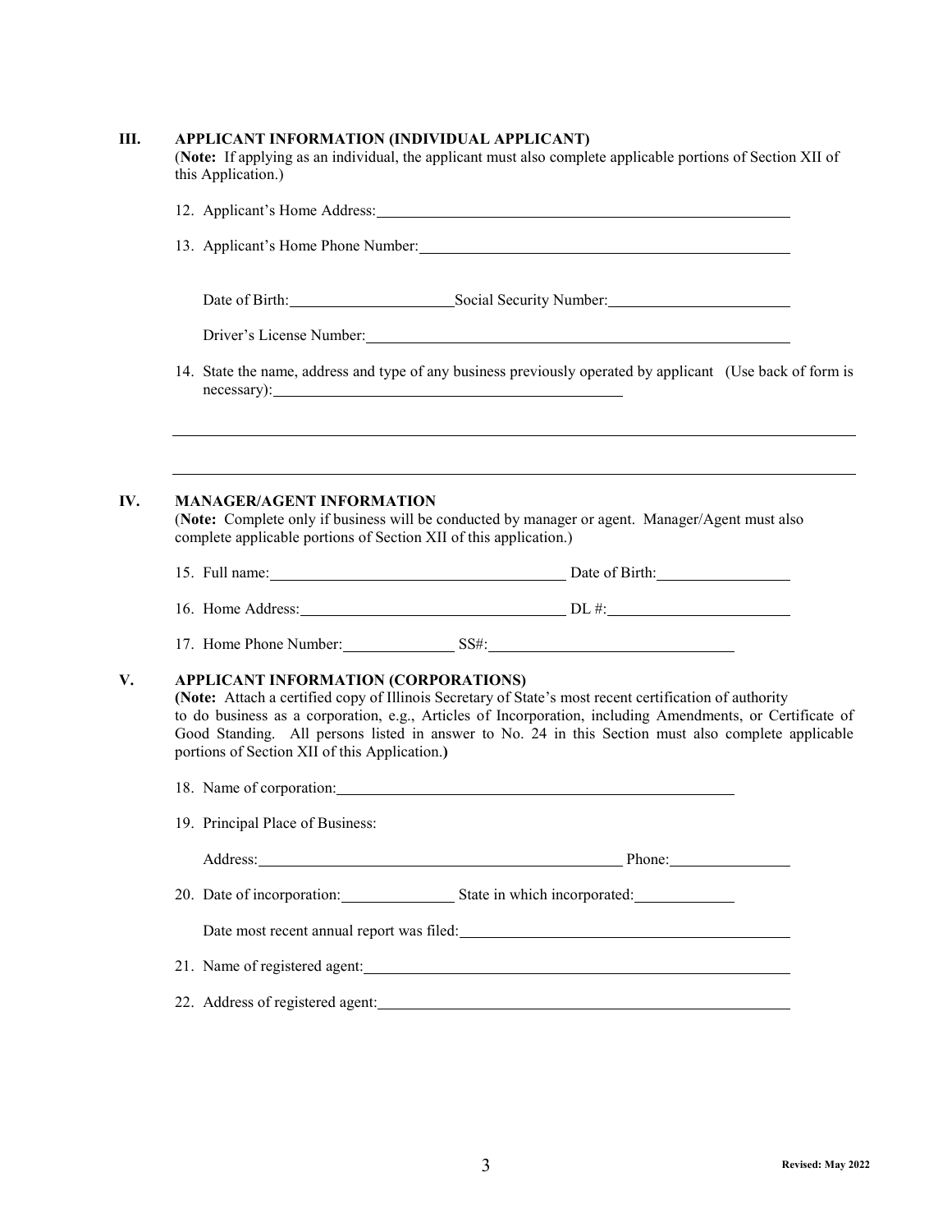## III. APPLICANT INFORMATION (INDIVIDUAL APPLICANT)

(**Note:** If applying as an individual, the applicant must also complete applicable portions of Section XII of this Application.)

12. Applicant's Home Address: ______________________________

13. Applicant's Home Phone Number: ______________________________

    Date of Birth: ______________ Social Security Number: ______________

    Driver's License Number: ______________________________

14. State the name, address and type of any business previously operated by applicant (Use back of form is necessary): ______________________________

______________________________________________________________

______________________________________________________________

## IV. MANAGER/AGENT INFORMATION

(**Note:** Complete only if business will be conducted by manager or agent. Manager/Agent must also complete applicable portions of Section XII of this application.)

15. Full name: ______________________ Date of Birth: ______________

16. Home Address: ______________________ DL #: ______________

17. Home Phone Number: ______________ SS#: ______________________

## V. APPLICANT INFORMATION (CORPORATIONS)

**(Note:** Attach a certified copy of Illinois Secretary of State's most recent certification of authority to do business as a corporation, e.g., Articles of Incorporation, including Amendments, or Certificate of Good Standing. All persons listed in answer to No. 24 in this Section must also complete applicable portions of Section XII of this Application.**)**

18. Name of corporation: ______________________________

19. Principal Place of Business:

    Address: ______________________________ Phone: ______________

20. Date of incorporation: ______________ State in which incorporated: ______________

    Date most recent annual report was filed: ______________________________

21. Name of registered agent: ______________________________

22. Address of registered agent: ______________________________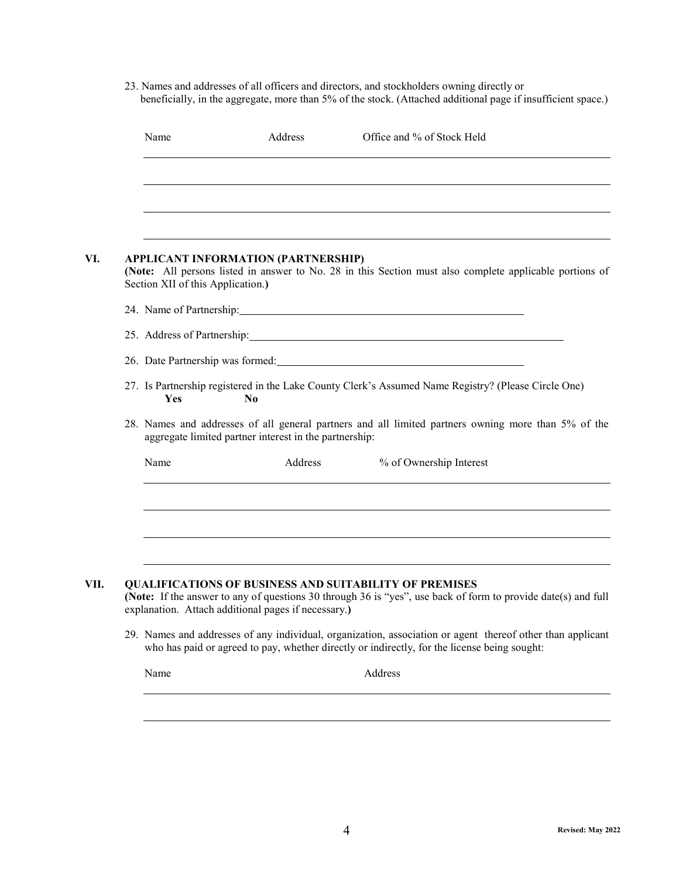23. Names and addresses of all officers and directors, and stockholders owning directly or beneficially, in the aggregate, more than 5% of the stock. (Attached additional page if insufficient space.)

| Name | Address | Office and % of Stock Held |
|---|---|---|
| | | |
| | | |
| | | |
| | | |

## VI. APPLICANT INFORMATION (PARTNERSHIP)

**(Note:** All persons listed in answer to No. 28 in this Section must also complete applicable portions of Section XII of this Application.**)**

24. Name of Partnership: \_\_\_\_\_\_\_\_\_\_\_\_\_\_\_\_\_\_\_\_\_\_\_\_\_\_\_\_\_\_\_\_\_\_\_\_\_\_\_\_

25. Address of Partnership: \_\_\_\_\_\_\_\_\_\_\_\_\_\_\_\_\_\_\_\_\_\_\_\_\_\_\_\_\_\_\_\_\_\_\_\_\_\_\_\_

26. Date Partnership was formed: \_\_\_\_\_\_\_\_\_\_\_\_\_\_\_\_\_\_\_\_\_\_\_\_\_\_\_\_\_\_\_\_\_\_\_\_\_\_\_\_

27. Is Partnership registered in the Lake County Clerk's Assumed Name Registry? (Please Circle One)
    **Yes** **No**

28. Names and addresses of all general partners and all limited partners owning more than 5% of the aggregate limited partner interest in the partnership:

| Name | Address | % of Ownership Interest |
|---|---|---|
| | | |
| | | |
| | | |
| | | |

## VII. QUALIFICATIONS OF BUSINESS AND SUITABILITY OF PREMISES

**(Note:** If the answer to any of questions 30 through 36 is "yes", use back of form to provide date(s) and full explanation. Attach additional pages if necessary.**)**

29. Names and addresses of any individual, organization, association or agent thereof other than applicant who has paid or agreed to pay, whether directly or indirectly, for the license being sought:

| Name | Address |
|---|---|
| | |
| | |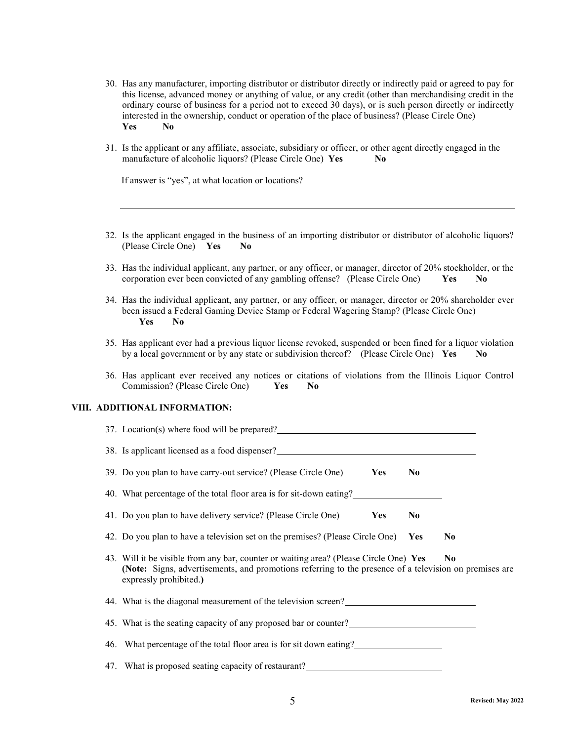30. Has any manufacturer, importing distributor or distributor directly or indirectly paid or agreed to pay for this license, advanced money or anything of value, or any credit (other than merchandising credit in the ordinary course of business for a period not to exceed 30 days), or is such person directly or indirectly interested in the ownership, conduct or operation of the place of business? (Please Circle One)
    **Yes** **No**

31. Is the applicant or any affiliate, associate, subsidiary or officer, or other agent directly engaged in the manufacture of alcoholic liquors? (Please Circle One) **Yes** **No**

    If answer is "yes", at what location or locations?

    ______________________________________________________________________

32. Is the applicant engaged in the business of an importing distributor or distributor of alcoholic liquors? (Please Circle One) **Yes** **No**

33. Has the individual applicant, any partner, or any officer, or manager, director of 20% stockholder, or the corporation ever been convicted of any gambling offense? (Please Circle One) **Yes** **No**

34. Has the individual applicant, any partner, or any officer, or manager, director or 20% shareholder ever been issued a Federal Gaming Device Stamp or Federal Wagering Stamp? (Please Circle One)
    **Yes** **No**

35. Has applicant ever had a previous liquor license revoked, suspended or been fined for a liquor violation by a local government or by any state or subdivision thereof? (Please Circle One) **Yes** **No**

36. Has applicant ever received any notices or citations of violations from the Illinois Liquor Control Commission? (Please Circle One) **Yes** **No**

## VIII. ADDITIONAL INFORMATION:

37. Location(s) where food will be prepared?______________________________

38. Is applicant licensed as a food dispenser?______________________________

39. Do you plan to have carry-out service? (Please Circle One) **Yes** **No**

40. What percentage of the total floor area is for sit-down eating?________________

41. Do you plan to have delivery service? (Please Circle One) **Yes** **No**

42. Do you plan to have a television set on the premises? (Please Circle One) **Yes** **No**

43. Will it be visible from any bar, counter or waiting area? (Please Circle One) **Yes** **No**
    **(Note:** Signs, advertisements, and promotions referring to the presence of a television on premises are expressly prohibited.**)**

44. What is the diagonal measurement of the television screen?______________________

45. What is the seating capacity of any proposed bar or counter?______________________

46. What percentage of the total floor area is for sit down eating?________________

47. What is proposed seating capacity of restaurant?______________________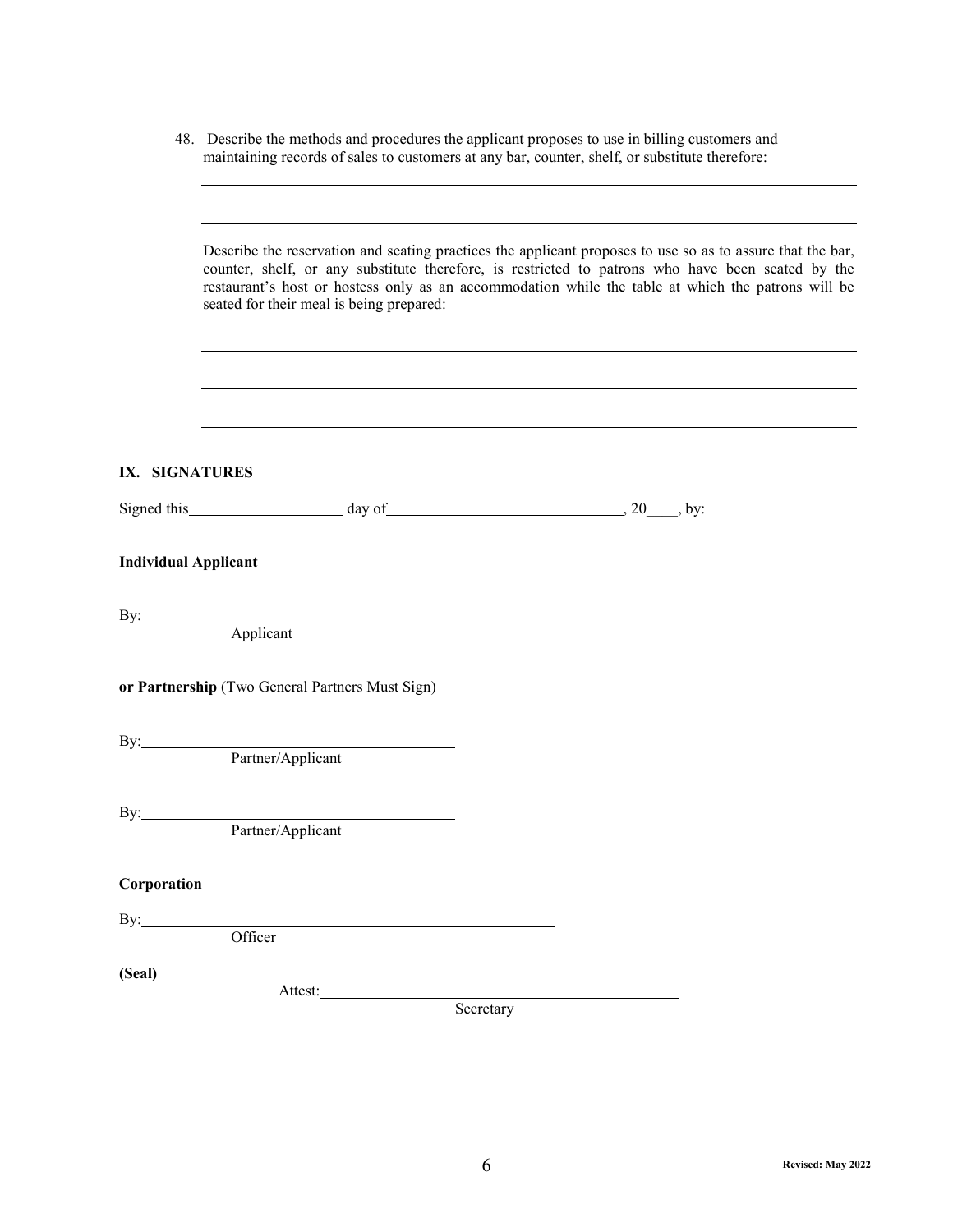48. Describe the methods and procedures the applicant proposes to use in billing customers and maintaining records of sales to customers at any bar, counter, shelf, or substitute therefore:

\_\_\_\_\_\_\_\_\_\_\_\_\_\_\_\_\_\_\_\_\_\_\_\_\_\_\_\_\_\_\_\_\_\_\_\_\_\_\_\_\_\_\_\_\_\_\_\_\_\_\_\_\_\_\_\_\_\_\_\_\_\_\_\_\_\_\_\_\_\_\_\_\_\_

\_\_\_\_\_\_\_\_\_\_\_\_\_\_\_\_\_\_\_\_\_\_\_\_\_\_\_\_\_\_\_\_\_\_\_\_\_\_\_\_\_\_\_\_\_\_\_\_\_\_\_\_\_\_\_\_\_\_\_\_\_\_\_\_\_\_\_\_\_\_\_\_\_\_

Describe the reservation and seating practices the applicant proposes to use so as to assure that the bar, counter, shelf, or any substitute therefore, is restricted to patrons who have been seated by the restaurant's host or hostess only as an accommodation while the table at which the patrons will be seated for their meal is being prepared:

\_\_\_\_\_\_\_\_\_\_\_\_\_\_\_\_\_\_\_\_\_\_\_\_\_\_\_\_\_\_\_\_\_\_\_\_\_\_\_\_\_\_\_\_\_\_\_\_\_\_\_\_\_\_\_\_\_\_\_\_\_\_\_\_\_\_\_\_\_\_\_\_\_\_

\_\_\_\_\_\_\_\_\_\_\_\_\_\_\_\_\_\_\_\_\_\_\_\_\_\_\_\_\_\_\_\_\_\_\_\_\_\_\_\_\_\_\_\_\_\_\_\_\_\_\_\_\_\_\_\_\_\_\_\_\_\_\_\_\_\_\_\_\_\_\_\_\_\_

\_\_\_\_\_\_\_\_\_\_\_\_\_\_\_\_\_\_\_\_\_\_\_\_\_\_\_\_\_\_\_\_\_\_\_\_\_\_\_\_\_\_\_\_\_\_\_\_\_\_\_\_\_\_\_\_\_\_\_\_\_\_\_\_\_\_\_\_\_\_\_\_\_\_

## IX. SIGNATURES

Signed this\_\_\_\_\_\_\_\_\_\_\_\_\_\_\_\_\_\_\_\_ day of\_\_\_\_\_\_\_\_\_\_\_\_\_\_\_\_\_\_\_\_\_\_\_\_\_\_\_\_\_\_, 20\_\_\_\_, by:

**Individual Applicant**

By:\_\_\_\_\_\_\_\_\_\_\_\_\_\_\_\_\_\_\_\_\_\_\_\_\_\_\_\_\_\_\_\_\_\_\_\_\_\_\_\_
Applicant

**or Partnership** (Two General Partners Must Sign)

By:\_\_\_\_\_\_\_\_\_\_\_\_\_\_\_\_\_\_\_\_\_\_\_\_\_\_\_\_\_\_\_\_\_\_\_\_\_\_\_\_
Partner/Applicant

By:\_\_\_\_\_\_\_\_\_\_\_\_\_\_\_\_\_\_\_\_\_\_\_\_\_\_\_\_\_\_\_\_\_\_\_\_\_\_\_\_
Partner/Applicant

**Corporation**

By:\_\_\_\_\_\_\_\_\_\_\_\_\_\_\_\_\_\_\_\_\_\_\_\_\_\_\_\_\_\_\_\_\_\_\_\_\_\_\_\_\_\_\_\_\_\_\_\_\_\_\_\_
Officer

**(Seal)**

Attest:\_\_\_\_\_\_\_\_\_\_\_\_\_\_\_\_\_\_\_\_\_\_\_\_\_\_\_\_\_\_\_\_\_\_\_\_\_\_\_\_\_\_\_\_
Secretary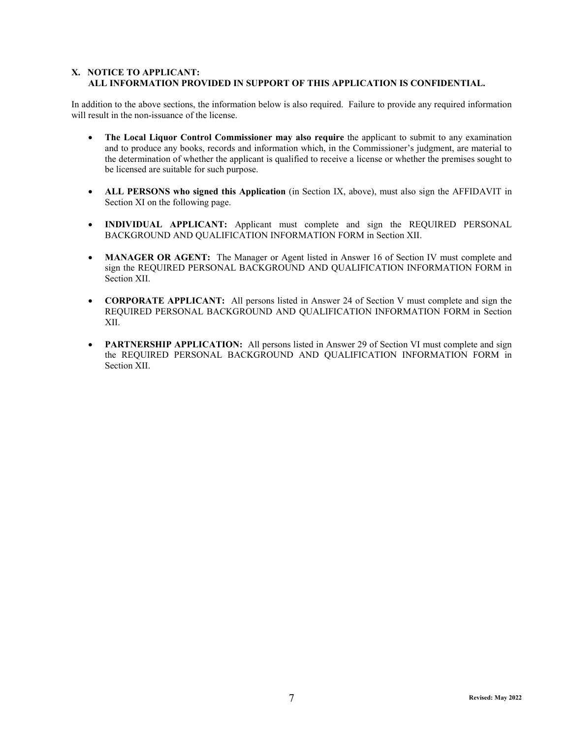## X. NOTICE TO APPLICANT:
## ALL INFORMATION PROVIDED IN SUPPORT OF THIS APPLICATION IS CONFIDENTIAL.

In addition to the above sections, the information below is also required. Failure to provide any required information will result in the non-issuance of the license.

- **The Local Liquor Control Commissioner may also require** the applicant to submit to any examination and to produce any books, records and information which, in the Commissioner's judgment, are material to the determination of whether the applicant is qualified to receive a license or whether the premises sought to be licensed are suitable for such purpose.

- **ALL PERSONS who signed this Application** (in Section IX, above), must also sign the AFFIDAVIT in Section XI on the following page.

- **INDIVIDUAL APPLICANT:** Applicant must complete and sign the REQUIRED PERSONAL BACKGROUND AND QUALIFICATION INFORMATION FORM in Section XII.

- **MANAGER OR AGENT:** The Manager or Agent listed in Answer 16 of Section IV must complete and sign the REQUIRED PERSONAL BACKGROUND AND QUALIFICATION INFORMATION FORM in Section XII.

- **CORPORATE APPLICANT:** All persons listed in Answer 24 of Section V must complete and sign the REQUIRED PERSONAL BACKGROUND AND QUALIFICATION INFORMATION FORM in Section XII.

- **PARTNERSHIP APPLICATION:** All persons listed in Answer 29 of Section VI must complete and sign the REQUIRED PERSONAL BACKGROUND AND QUALIFICATION INFORMATION FORM in Section XII.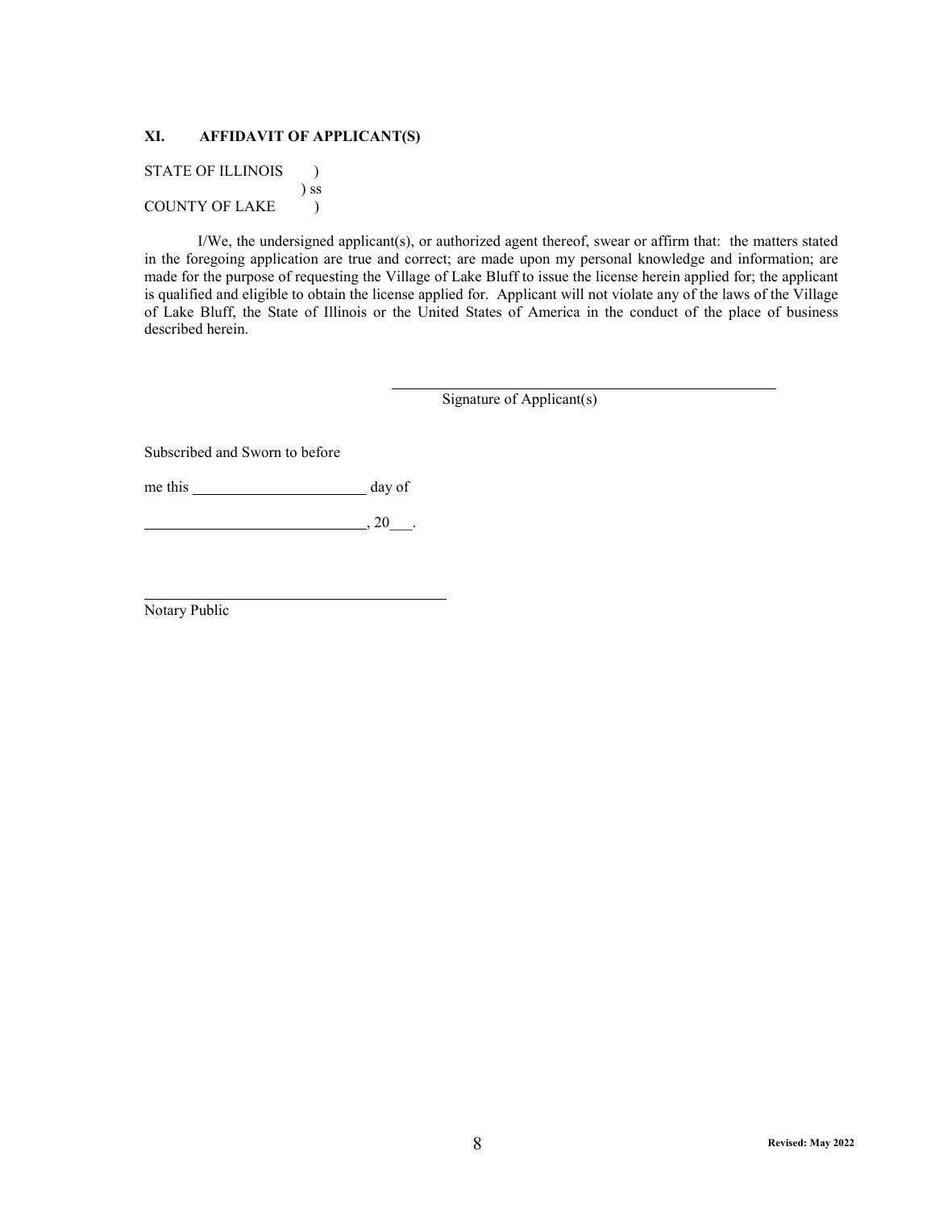## XI. AFFIDAVIT OF APPLICANT(S)

STATE OF ILLINOIS )
) ss
COUNTY OF LAKE )

I/We, the undersigned applicant(s), or authorized agent thereof, swear or affirm that: the matters stated in the foregoing application are true and correct; are made upon my personal knowledge and information; are made for the purpose of requesting the Village of Lake Bluff to issue the license herein applied for; the applicant is qualified and eligible to obtain the license applied for. Applicant will not violate any of the laws of the Village of Lake Bluff, the State of Illinois or the United States of America in the conduct of the place of business described herein.

\_\_\_\_\_\_\_\_\_\_\_\_\_\_\_\_\_\_\_\_\_\_\_\_\_\_\_\_\_\_\_\_\_\_\_\_\_\_\_\_
Signature of Applicant(s)

Subscribed and Sworn to before

me this \_\_\_\_\_\_\_\_\_\_\_\_\_\_\_\_\_\_\_\_ day of

\_\_\_\_\_\_\_\_\_\_\_\_\_\_\_\_\_\_\_\_\_\_\_\_\_, 20\_\_\_.

\_\_\_\_\_\_\_\_\_\_\_\_\_\_\_\_\_\_\_\_\_\_\_\_\_\_\_\_\_\_\_\_\_\_\_
Notary Public

**Revised: May 2022**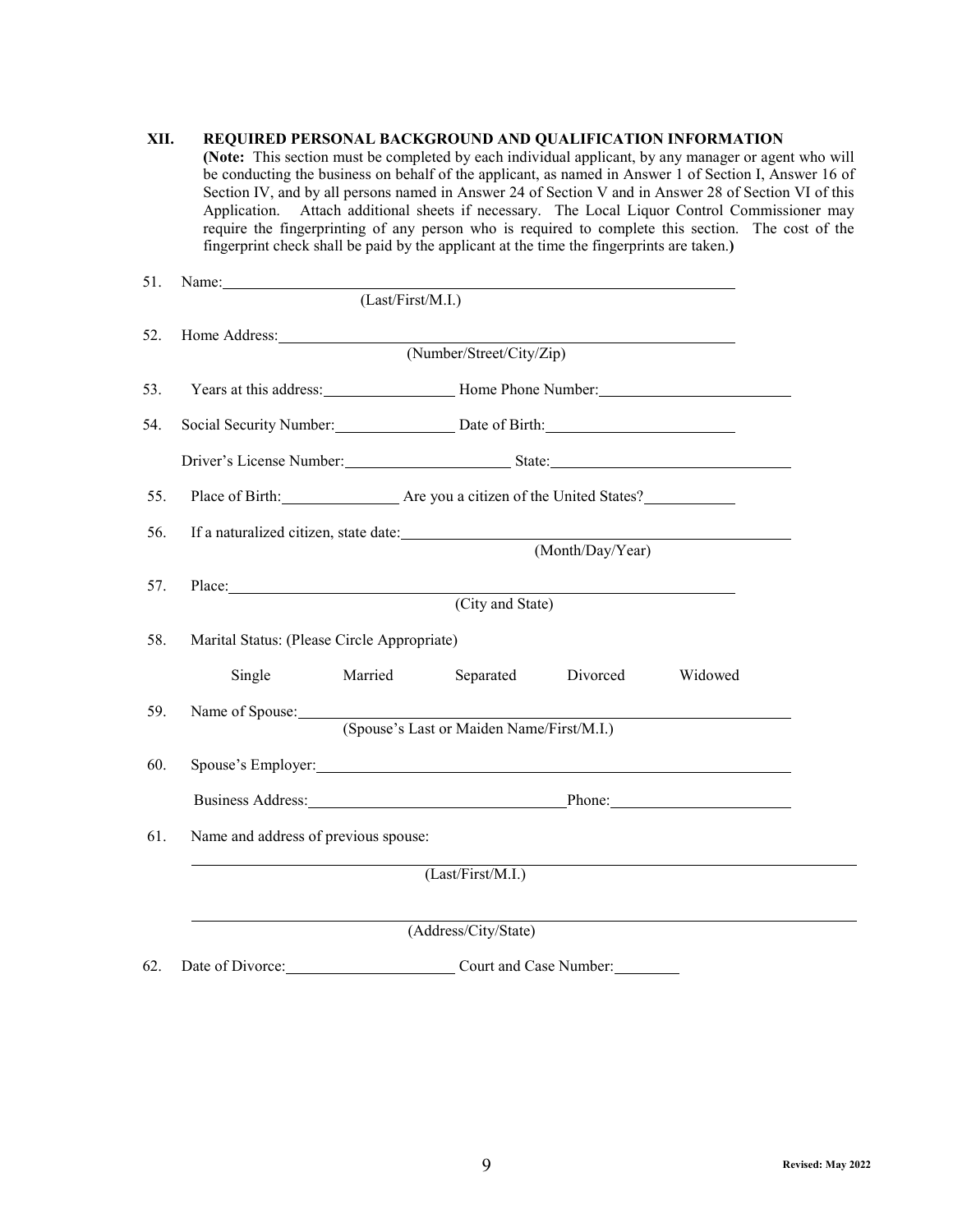## XII. REQUIRED PERSONAL BACKGROUND AND QUALIFICATION INFORMATION

**(Note:** This section must be completed by each individual applicant, by any manager or agent who will be conducting the business on behalf of the applicant, as named in Answer 1 of Section I, Answer 16 of Section IV, and by all persons named in Answer 24 of Section V and in Answer 28 of Section VI of this Application. Attach additional sheets if necessary. The Local Liquor Control Commissioner may require the fingerprinting of any person who is required to complete this section. The cost of the fingerprint check shall be paid by the applicant at the time the fingerprints are taken.**)**

51. Name: ______________________________________________
(Last/First/M.I.)

52. Home Address: ______________________________________________
(Number/Street/City/Zip)

53. Years at this address: ______________ Home Phone Number: ______________________

54. Social Security Number: ______________ Date of Birth: ______________________

Driver's License Number: ______________________ State: ______________________

55. Place of Birth: ______________ Are you a citizen of the United States? ____________

56. If a naturalized citizen, state date: ______________________________________
(Month/Day/Year)

57. Place: ______________________________________________
(City and State)

58. Marital Status: (Please Circle Appropriate)

Single Married Separated Divorced Widowed

59. Name of Spouse: ______________________________________________
(Spouse's Last or Maiden Name/First/M.I.)

60. Spouse's Employer: ______________________________________________

Business Address: ______________________________ Phone: ______________________

61. Name and address of previous spouse:

______________________________________________
(Last/First/M.I.)

______________________________________________
(Address/City/State)

62. Date of Divorce: ______________________ Court and Case Number: __________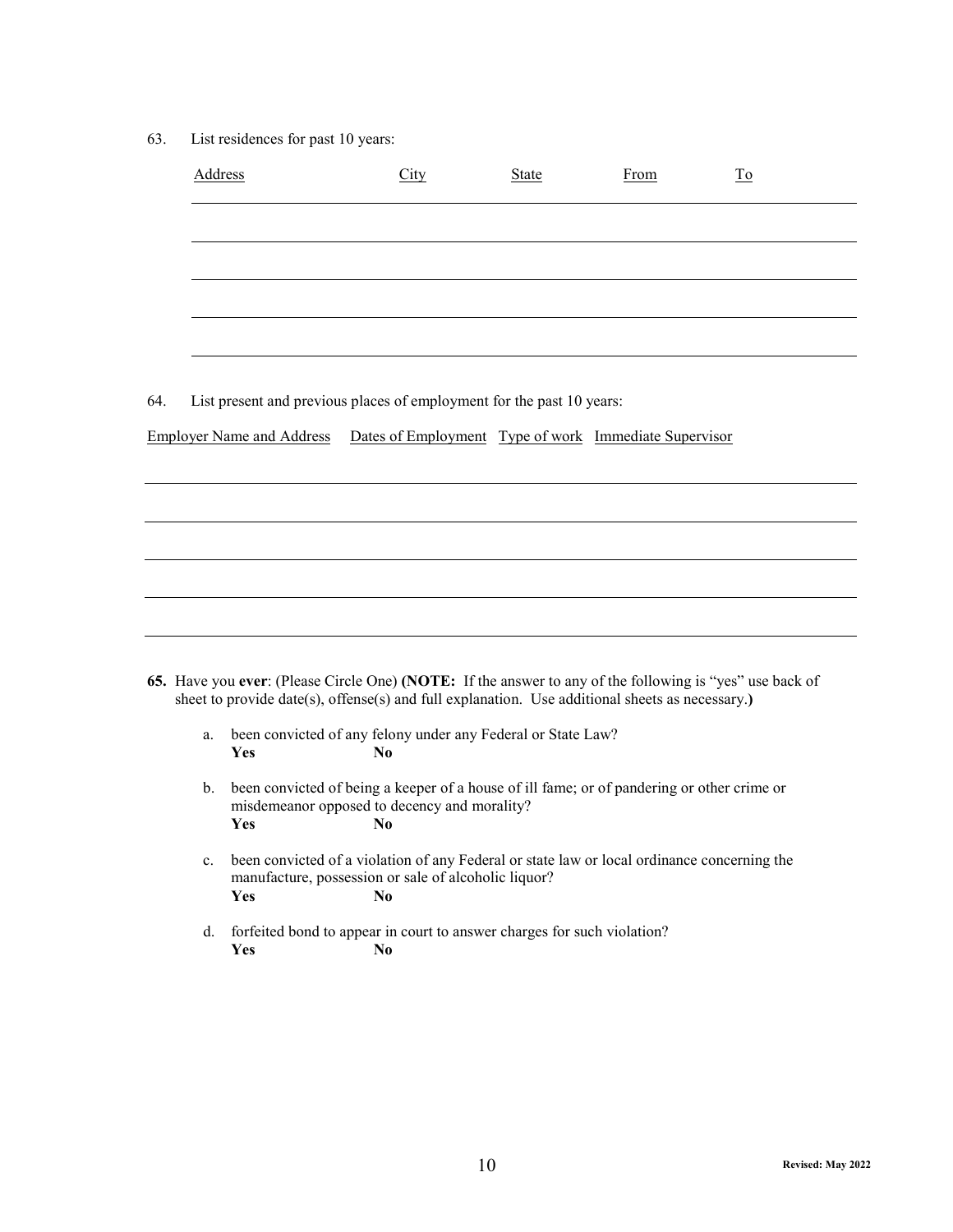63. List residences for past 10 years:

| Address | City | State | From | To |
| --- | --- | --- | --- | --- |
| | | | | |
| | | | | |
| | | | | |
| | | | | |
| | | | | |

64. List present and previous places of employment for the past 10 years:

| Employer Name and Address | Dates of Employment | Type of work | Immediate Supervisor |
| --- | --- | --- | --- |
| | | | |
| | | | |
| | | | |
| | | | |
| | | | |

**65.** Have you **ever**: (Please Circle One) **(NOTE:** If the answer to any of the following is "yes" use back of sheet to provide date(s), offense(s) and full explanation. Use additional sheets as necessary.**)**

a. been convicted of any felony under any Federal or State Law?
**Yes** **No**

b. been convicted of being a keeper of a house of ill fame; or of pandering or other crime or misdemeanor opposed to decency and morality?
**Yes** **No**

c. been convicted of a violation of any Federal or state law or local ordinance concerning the manufacture, possession or sale of alcoholic liquor?
**Yes** **No**

d. forfeited bond to appear in court to answer charges for such violation?
**Yes** **No**

**Revised: May 2022**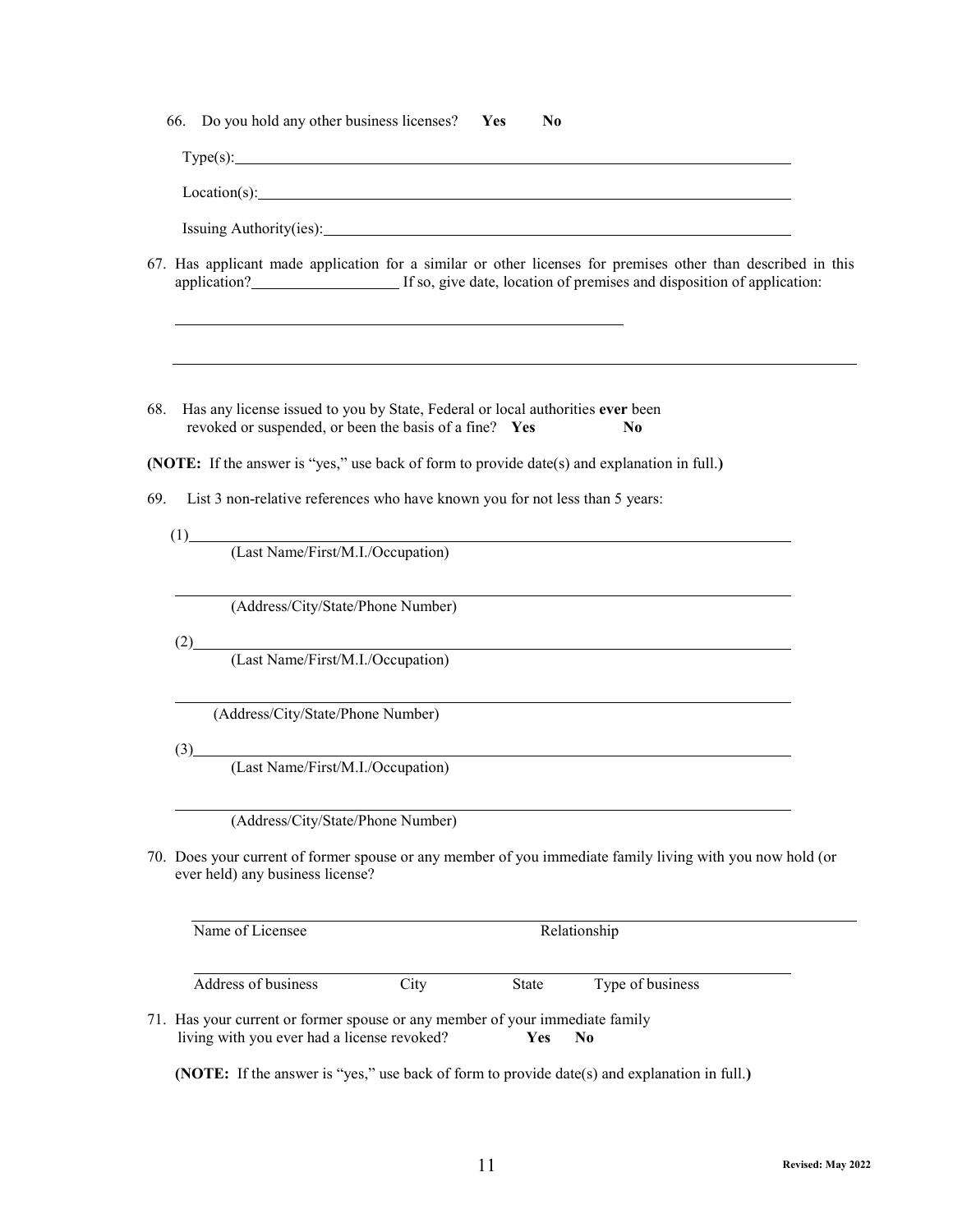66. Do you hold any other business licenses? **Yes** **No**

Type(s): ______________________________________________________________

Location(s): ______________________________________________________________

Issuing Authority(ies): ______________________________________________________________

67. Has applicant made application for a similar or other licenses for premises other than described in this application? ____________________ If so, give date, location of premises and disposition of application:

______________________________________________________________

______________________________________________________________

68. Has any license issued to you by State, Federal or local authorities **ever** been revoked or suspended, or been the basis of a fine? **Yes** **No**

**(NOTE:** If the answer is "yes," use back of form to provide date(s) and explanation in full.**)**

69. List 3 non-relative references who have known you for not less than 5 years:

(1) ______________________________________________________________
(Last Name/First/M.I./Occupation)

______________________________________________________________
(Address/City/State/Phone Number)

(2) ______________________________________________________________
(Last Name/First/M.I./Occupation)

______________________________________________________________
(Address/City/State/Phone Number)

(3) ______________________________________________________________
(Last Name/First/M.I./Occupation)

______________________________________________________________
(Address/City/State/Phone Number)

70. Does your current of former spouse or any member of you immediate family living with you now hold (or ever held) any business license?

______________________________________________________________
Name of Licensee — Relationship

______________________________________________________________
Address of business — City — State — Type of business

71. Has your current or former spouse or any member of your immediate family living with you ever had a license revoked? **Yes** **No**

**(NOTE:** If the answer is "yes," use back of form to provide date(s) and explanation in full.**)**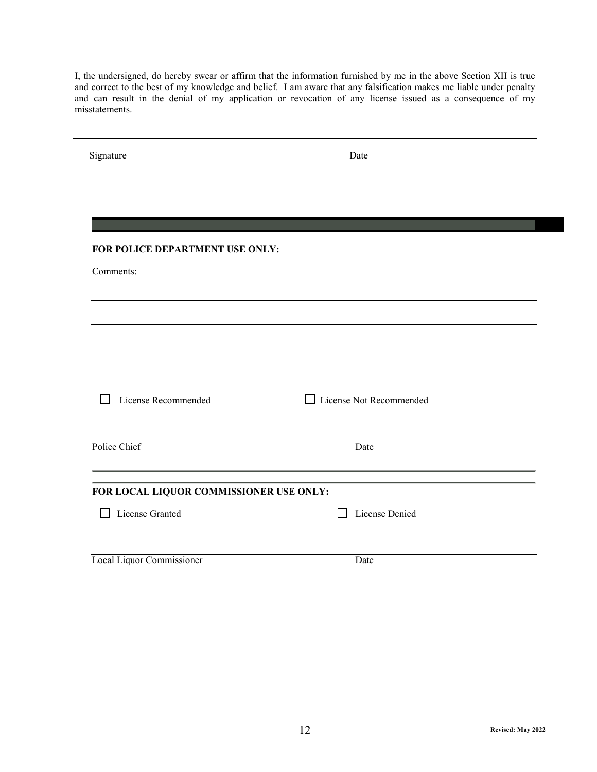I, the undersigned, do hereby swear or affirm that the information furnished by me in the above Section XII is true and correct to the best of my knowledge and belief. I am aware that any falsification makes me liable under penalty and can result in the denial of my application or revocation of any license issued as a consequence of my misstatements.

\_\_\_\_\_\_\_\_\_\_\_\_\_\_\_\_\_\_\_\_\_\_\_\_\_\_\_\_\_\_\_\_\_\_\_\_\_\_\_\_\_\_\_\_\_\_\_\_\_\_\_\_\_\_\_\_\_\_\_\_

Signature                                        Date

---

**FOR POLICE DEPARTMENT USE ONLY:**

Comments:

\_\_\_\_\_\_\_\_\_\_\_\_\_\_\_\_\_\_\_\_\_\_\_\_\_\_\_\_\_\_\_\_\_\_\_\_\_\_\_\_\_\_\_\_\_\_\_\_\_\_\_\_\_\_\_\_\_\_\_\_

\_\_\_\_\_\_\_\_\_\_\_\_\_\_\_\_\_\_\_\_\_\_\_\_\_\_\_\_\_\_\_\_\_\_\_\_\_\_\_\_\_\_\_\_\_\_\_\_\_\_\_\_\_\_\_\_\_\_\_\_

\_\_\_\_\_\_\_\_\_\_\_\_\_\_\_\_\_\_\_\_\_\_\_\_\_\_\_\_\_\_\_\_\_\_\_\_\_\_\_\_\_\_\_\_\_\_\_\_\_\_\_\_\_\_\_\_\_\_\_\_

\_\_\_\_\_\_\_\_\_\_\_\_\_\_\_\_\_\_\_\_\_\_\_\_\_\_\_\_\_\_\_\_\_\_\_\_\_\_\_\_\_\_\_\_\_\_\_\_\_\_\_\_\_\_\_\_\_\_\_\_

☐ License Recommended                ☐ License Not Recommended

\_\_\_\_\_\_\_\_\_\_\_\_\_\_\_\_\_\_\_\_\_\_\_\_\_\_\_\_\_\_\_\_\_\_\_\_\_\_\_\_\_\_\_\_\_\_\_\_\_\_\_\_\_\_\_\_\_\_\_\_

Police Chief                                        Date

---

**FOR LOCAL LIQUOR COMMISSIONER USE ONLY:**

☐ License Granted                ☐ License Denied

\_\_\_\_\_\_\_\_\_\_\_\_\_\_\_\_\_\_\_\_\_\_\_\_\_\_\_\_\_\_\_\_\_\_\_\_\_\_\_\_\_\_\_\_\_\_\_\_\_\_\_\_\_\_\_\_\_\_\_\_

Local Liquor Commissioner                                        Date

**Revised: May 2022**